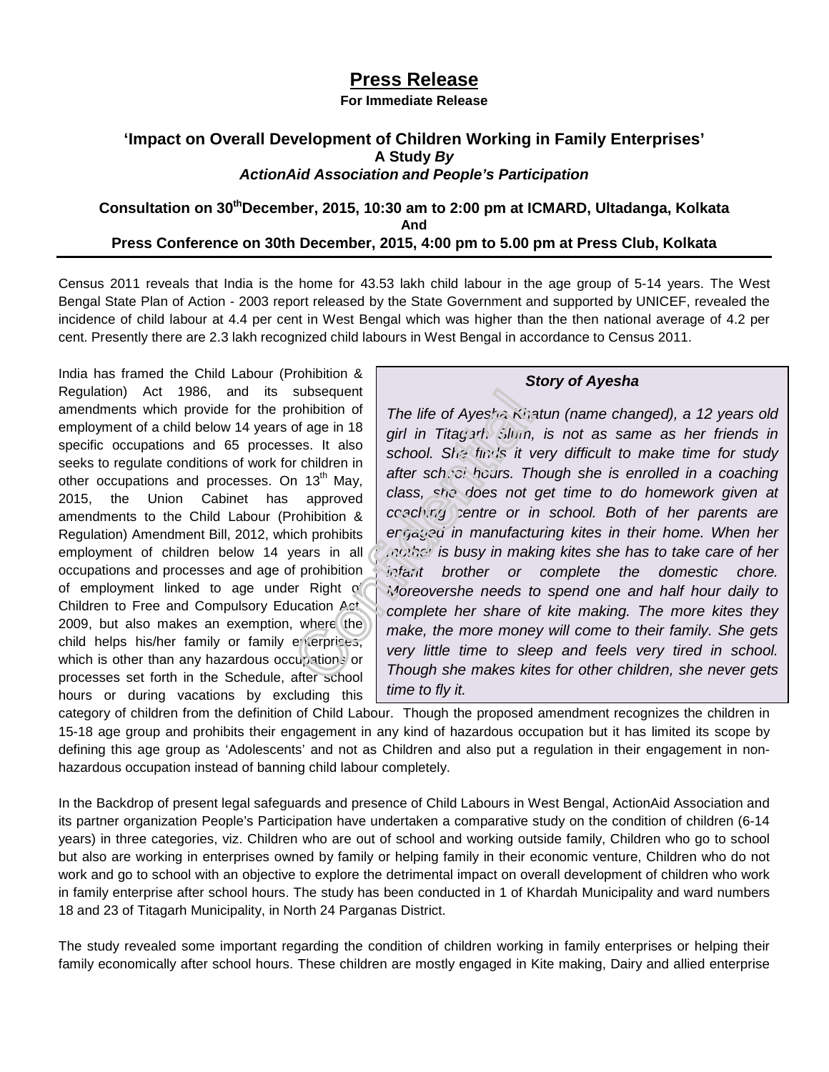# Press Release

**For Immediate Release**

## 'Impact on Overall Development of Children Working in Family Enterprises'

**A Study *By***

***ActionAid Association and People's Participation***

**Consultation on 30th December, 2015, 10:30 am to 2:00 pm at ICMARD, Ultadanga, Kolkata**

**And**

**Press Conference on 30th December, 2015, 4:00 pm to 5.00 pm at Press Club, Kolkata**

---

Census 2011 reveals that India is the home for 43.53 lakh child labour in the age group of 5-14 years. The West Bengal State Plan of Action - 2003 report released by the State Government and supported by UNICEF, revealed the incidence of child labour at 4.4 per cent in West Bengal which was higher than the then national average of 4.2 per cent. Presently there are 2.3 lakh recognized child labours in West Bengal in accordance to Census 2011.

India has framed the Child Labour (Prohibition & Regulation) Act 1986, and its subsequent amendments which provide for the prohibition of employment of a child below 14 years of age in 18 specific occupations and 65 processes. It also seeks to regulate conditions of work for children in other occupations and processes. On 13th May, 2015, the Union Cabinet has approved amendments to the Child Labour (Prohibition & Regulation) Amendment Bill, 2012, which prohibits employment of children below 14 years in all occupations and processes and age of prohibition of employment linked to age under Right of Children to Free and Compulsory Education Act 2009, but also makes an exemption, where the child helps his/her family or family enterprises, which is other than any hazardous occupations or processes set forth in the Schedule, after school hours or during vacations by excluding this category of children from the definition of Child Labour. Though the proposed amendment recognizes the children in 15-18 age group and prohibits their engagement in any kind of hazardous occupation but it has limited its scope by defining this age group as 'Adolescents' and not as Children and also put a regulation in their engagement in non-hazardous occupation instead of banning child labour completely.

> ***Story of Ayesha***
>
> *The life of Ayesha Khatun (name changed), a 12 years old girl in Titagarh Slum, is not as same as her friends in school. She finds it very difficult to make time for study after school hours. Though she is enrolled in a coaching class, she does not get time to do homework given at coaching centre or in school. Both of her parents are engaged in manufacturing kites in their home. When her mother is busy in making kites she has to take care of her infant brother or complete the domestic chore. Moreovershe needs to spend one and half hour daily to complete her share of kite making. The more kites they make, the more money will come to their family. She gets very little time to sleep and feels very tired in school. Though she makes kites for other children, she never gets time to fly it.*

In the Backdrop of present legal safeguards and presence of Child Labours in West Bengal, ActionAid Association and its partner organization People's Participation have undertaken a comparative study on the condition of children (6-14 years) in three categories, viz. Children who are out of school and working outside family, Children who go to school but also are working in enterprises owned by family or helping family in their economic venture, Children who do not work and go to school with an objective to explore the detrimental impact on overall development of children who work in family enterprise after school hours. The study has been conducted in 1 of Khardah Municipality and ward numbers 18 and 23 of Titagarh Municipality, in North 24 Parganas District.

The study revealed some important regarding the condition of children working in family enterprises or helping their family economically after school hours. These children are mostly engaged in Kite making, Dairy and allied enterprise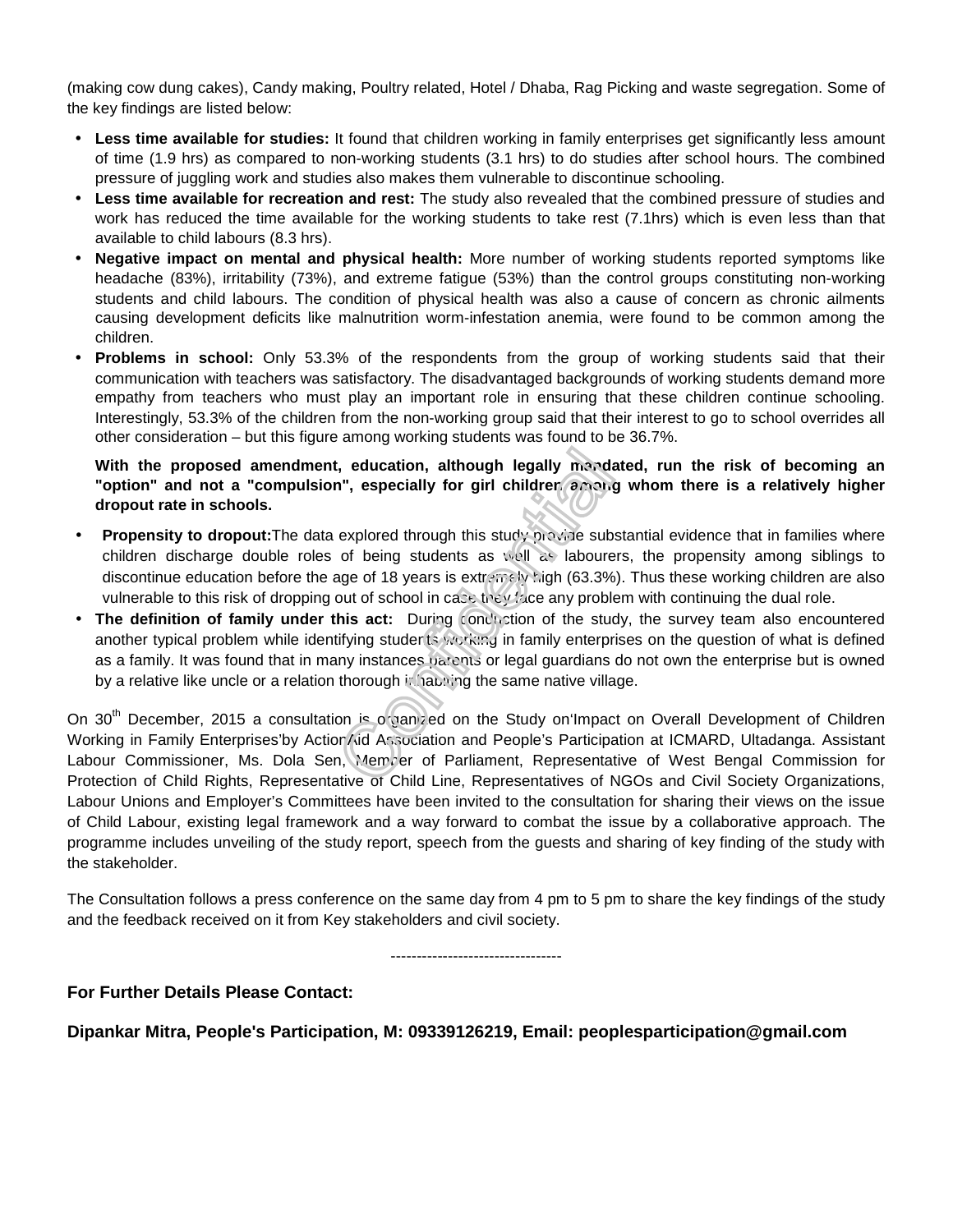(making cow dung cakes), Candy making, Poultry related, Hotel / Dhaba, Rag Picking and waste segregation. Some of the key findings are listed below:

- **Less time available for studies:** It found that children working in family enterprises get significantly less amount of time (1.9 hrs) as compared to non-working students (3.1 hrs) to do studies after school hours. The combined pressure of juggling work and studies also makes them vulnerable to discontinue schooling.
- **Less time available for recreation and rest:** The study also revealed that the combined pressure of studies and work has reduced the time available for the working students to take rest (7.1hrs) which is even less than that available to child labours (8.3 hrs).
- **Negative impact on mental and physical health:** More number of working students reported symptoms like headache (83%), irritability (73%), and extreme fatigue (53%) than the control groups constituting non-working students and child labours. The condition of physical health was also a cause of concern as chronic ailments causing development deficits like malnutrition worm-infestation anemia, were found to be common among the children.
- **Problems in school:** Only 53.3% of the respondents from the group of working students said that their communication with teachers was satisfactory. The disadvantaged backgrounds of working students demand more empathy from teachers who must play an important role in ensuring that these children continue schooling. Interestingly, 53.3% of the children from the non-working group said that their interest to go to school overrides all other consideration – but this figure among working students was found to be 36.7%.

  **With the proposed amendment, education, although legally mandated, run the risk of becoming an "option" and not a "compulsion", especially for girl children among whom there is a relatively higher dropout rate in schools.**

- **Propensity to dropout:**The data explored through this study provide substantial evidence that in families where children discharge double roles of being students as well as labourers, the propensity among siblings to discontinue education before the age of 18 years is extremely high (63.3%). Thus these working children are also vulnerable to this risk of dropping out of school in case they face any problem with continuing the dual role.
- **The definition of family under this act:** During conduction of the study, the survey team also encountered another typical problem while identifying students working in family enterprises on the question of what is defined as a family. It was found that in many instances parents or legal guardians do not own the enterprise but is owned by a relative like uncle or a relation thorough inhabiting the same native village.

On 30th December, 2015 a consultation is organized on the Study on'Impact on Overall Development of Children Working in Family Enterprises'by ActionAid Association and People's Participation at ICMARD, Ultadanga. Assistant Labour Commissioner, Ms. Dola Sen, Member of Parliament, Representative of West Bengal Commission for Protection of Child Rights, Representative of Child Line, Representatives of NGOs and Civil Society Organizations, Labour Unions and Employer's Committees have been invited to the consultation for sharing their views on the issue of Child Labour, existing legal framework and a way forward to combat the issue by a collaborative approach. The programme includes unveiling of the study report, speech from the guests and sharing of key finding of the study with the stakeholder.

The Consultation follows a press conference on the same day from 4 pm to 5 pm to share the key findings of the study and the feedback received on it from Key stakeholders and civil society.

---------------------------------

**For Further Details Please Contact:**

**Dipankar Mitra, People's Participation, M: 09339126219, Email: peoplesparticipation@gmail.com**